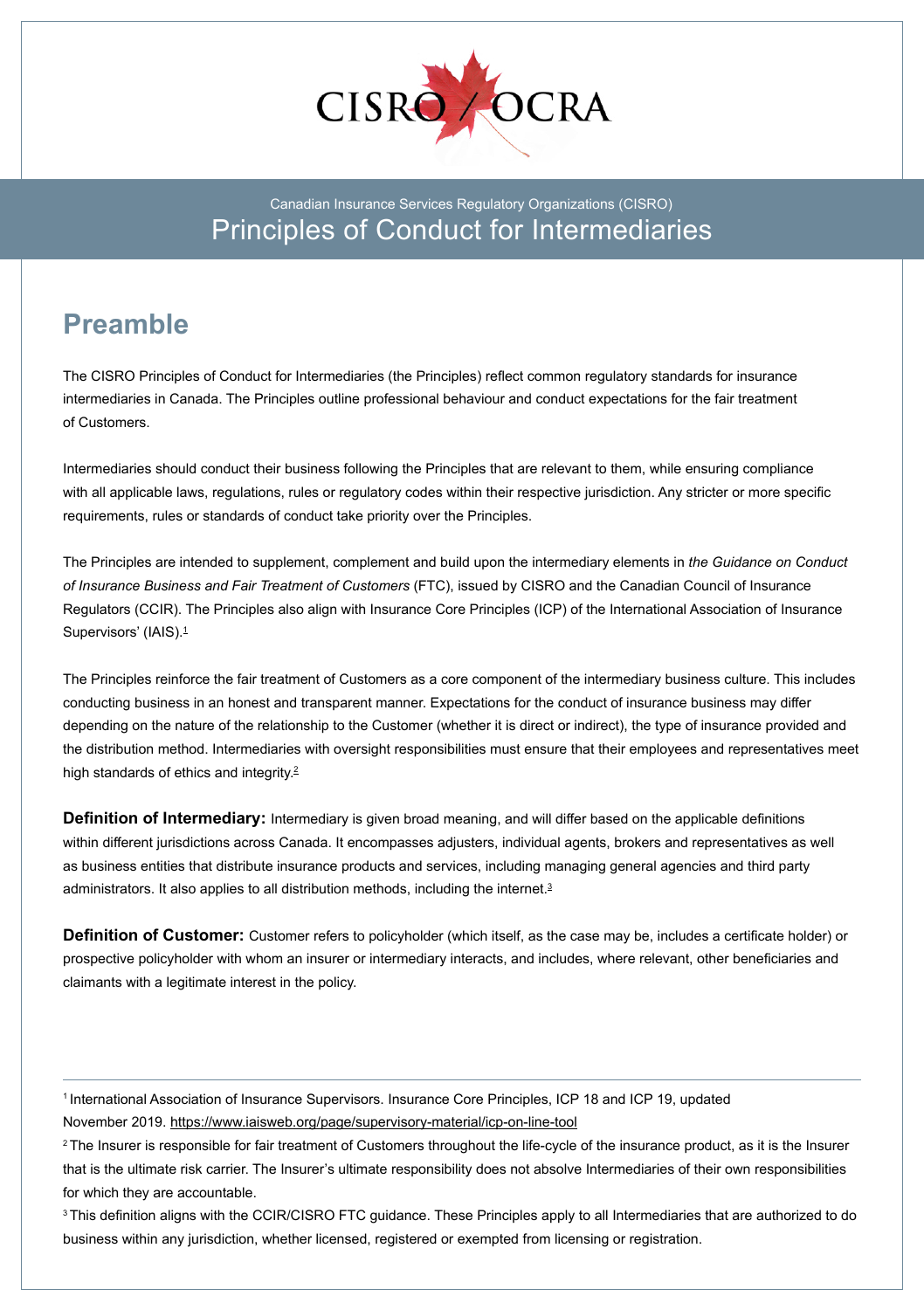CISRO / OCRA

Canadian Insurance Services Regulatory Organizations (CISRO)

# Principles of Conduct for Intermediaries

## Preamble

The CISRO Principles of Conduct for Intermediaries (the Principles) reflect common regulatory standards for insurance intermediaries in Canada. The Principles outline professional behaviour and conduct expectations for the fair treatment of Customers.

Intermediaries should conduct their business following the Principles that are relevant to them, while ensuring compliance with all applicable laws, regulations, rules or regulatory codes within their respective jurisdiction. Any stricter or more specific requirements, rules or standards of conduct take priority over the Principles.

The Principles are intended to supplement, complement and build upon the intermediary elements in *the Guidance on Conduct of Insurance Business and Fair Treatment of Customers* (FTC), issued by CISRO and the Canadian Council of Insurance Regulators (CCIR). The Principles also align with Insurance Core Principles (ICP) of the International Association of Insurance Supervisors' (IAIS).[1]

The Principles reinforce the fair treatment of Customers as a core component of the intermediary business culture. This includes conducting business in an honest and transparent manner. Expectations for the conduct of insurance business may differ depending on the nature of the relationship to the Customer (whether it is direct or indirect), the type of insurance provided and the distribution method. Intermediaries with oversight responsibilities must ensure that their employees and representatives meet high standards of ethics and integrity.[2]

**Definition of Intermediary:** Intermediary is given broad meaning, and will differ based on the applicable definitions within different jurisdictions across Canada. It encompasses adjusters, individual agents, brokers and representatives as well as business entities that distribute insurance products and services, including managing general agencies and third party administrators. It also applies to all distribution methods, including the internet.[3]

**Definition of Customer:** Customer refers to policyholder (which itself, as the case may be, includes a certificate holder) or prospective policyholder with whom an insurer or intermediary interacts, and includes, where relevant, other beneficiaries and claimants with a legitimate interest in the policy.

---

[1] International Association of Insurance Supervisors. Insurance Core Principles, ICP 18 and ICP 19, updated November 2019. https://www.iaisweb.org/page/supervisory-material/icp-on-line-tool

[2] The Insurer is responsible for fair treatment of Customers throughout the life-cycle of the insurance product, as it is the Insurer that is the ultimate risk carrier. The Insurer's ultimate responsibility does not absolve Intermediaries of their own responsibilities for which they are accountable.

[3] This definition aligns with the CCIR/CISRO FTC guidance. These Principles apply to all Intermediaries that are authorized to do business within any jurisdiction, whether licensed, registered or exempted from licensing or registration.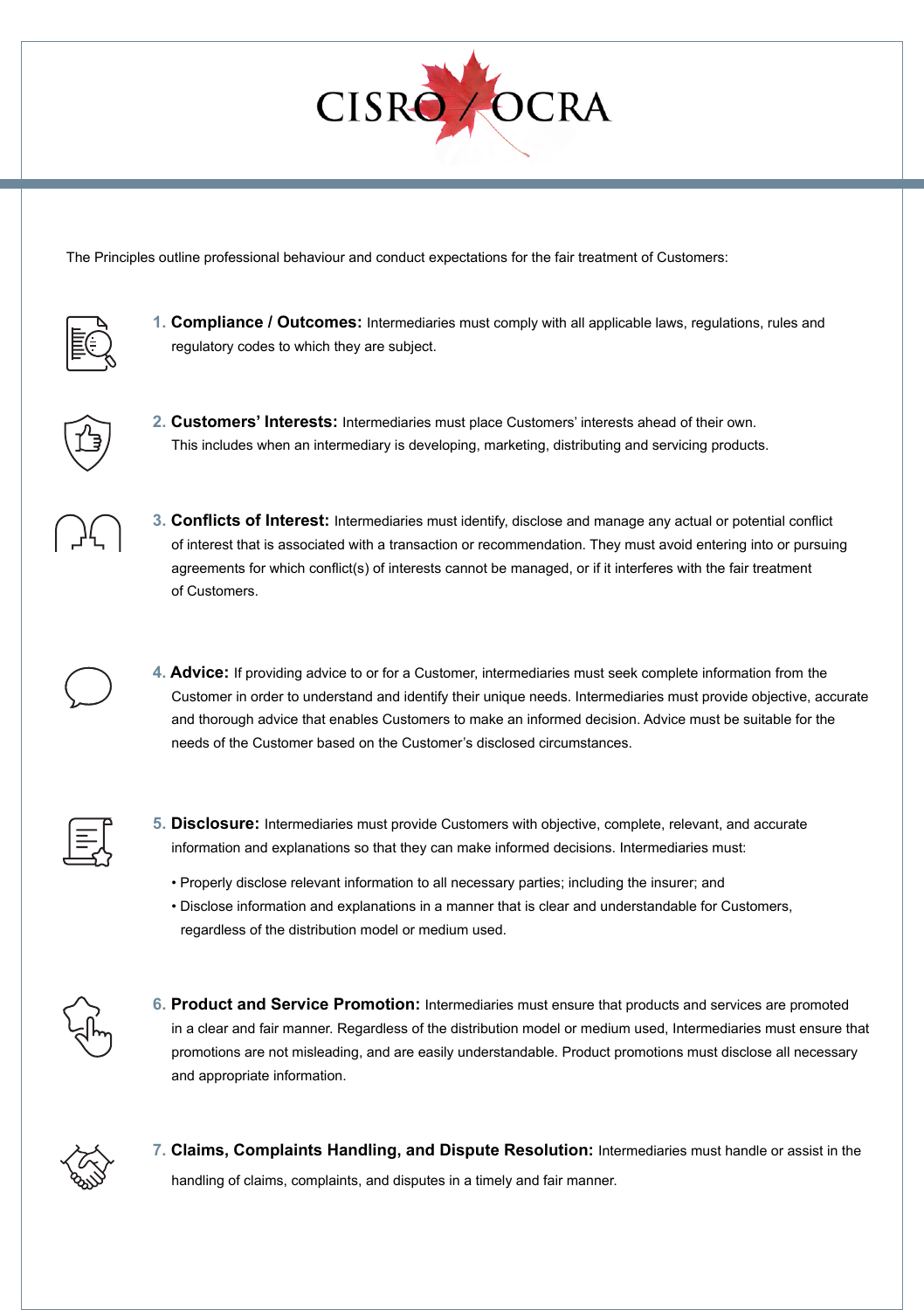CISRO / OCRA

The Principles outline professional behaviour and conduct expectations for the fair treatment of Customers:

1. **Compliance / Outcomes:** Intermediaries must comply with all applicable laws, regulations, rules and regulatory codes to which they are subject.

2. **Customers' Interests:** Intermediaries must place Customers' interests ahead of their own. This includes when an intermediary is developing, marketing, distributing and servicing products.

3. **Conflicts of Interest:** Intermediaries must identify, disclose and manage any actual or potential conflict of interest that is associated with a transaction or recommendation. They must avoid entering into or pursuing agreements for which conflict(s) of interests cannot be managed, or if it interferes with the fair treatment of Customers.

4. **Advice:** If providing advice to or for a Customer, intermediaries must seek complete information from the Customer in order to understand and identify their unique needs. Intermediaries must provide objective, accurate and thorough advice that enables Customers to make an informed decision. Advice must be suitable for the needs of the Customer based on the Customer's disclosed circumstances.

5. **Disclosure:** Intermediaries must provide Customers with objective, complete, relevant, and accurate information and explanations so that they can make informed decisions. Intermediaries must:

   - Properly disclose relevant information to all necessary parties; including the insurer; and
   - Disclose information and explanations in a manner that is clear and understandable for Customers, regardless of the distribution model or medium used.

6. **Product and Service Promotion:** Intermediaries must ensure that products and services are promoted in a clear and fair manner. Regardless of the distribution model or medium used, Intermediaries must ensure that promotions are not misleading, and are easily understandable. Product promotions must disclose all necessary and appropriate information.

7. **Claims, Complaints Handling, and Dispute Resolution:** Intermediaries must handle or assist in the handling of claims, complaints, and disputes in a timely and fair manner.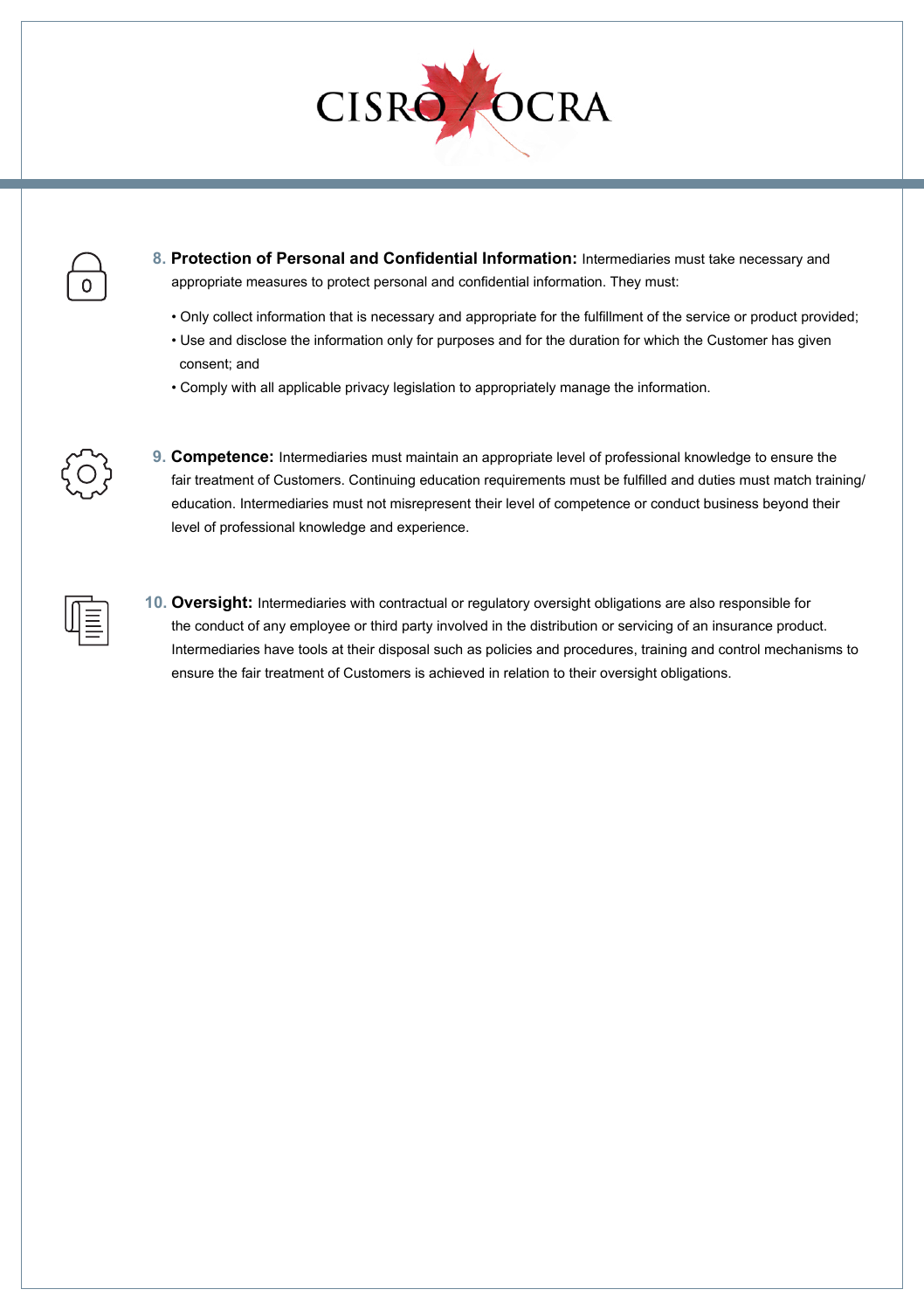8. **Protection of Personal and Confidential Information:** Intermediaries must take necessary and appropriate measures to protect personal and confidential information. They must:

   - Only collect information that is necessary and appropriate for the fulfillment of the service or product provided;
   - Use and disclose the information only for purposes and for the duration for which the Customer has given consent; and
   - Comply with all applicable privacy legislation to appropriately manage the information.

9. **Competence:** Intermediaries must maintain an appropriate level of professional knowledge to ensure the fair treatment of Customers. Continuing education requirements must be fulfilled and duties must match training/education. Intermediaries must not misrepresent their level of competence or conduct business beyond their level of professional knowledge and experience.

10. **Oversight:** Intermediaries with contractual or regulatory oversight obligations are also responsible for the conduct of any employee or third party involved in the distribution or servicing of an insurance product. Intermediaries have tools at their disposal such as policies and procedures, training and control mechanisms to ensure the fair treatment of Customers is achieved in relation to their oversight obligations.